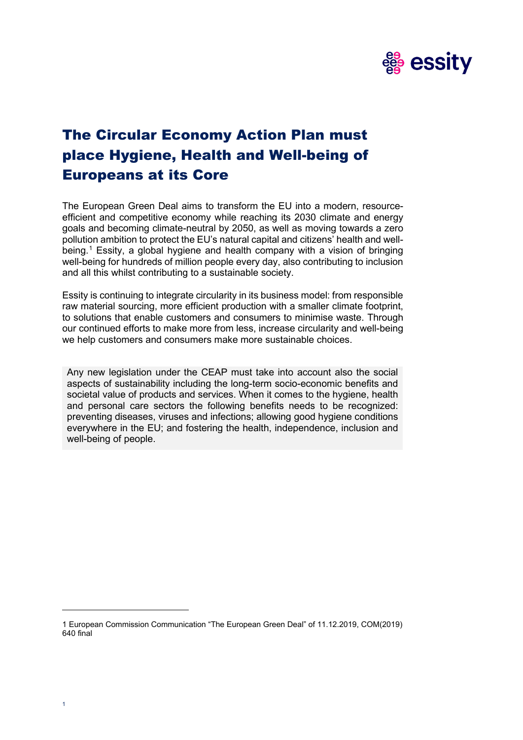# The Circular Economy Action Plan must place Hygiene, Health and Well-being of Europeans at its Core

The European Green Deal aims to transform the EU into a modern, resource-efficient and competitive economy while reaching its 2030 climate and energy goals and becoming climate-neutral by 2050, as well as moving towards a zero pollution ambition to protect the EU's natural capital and citizens' health and well-being.[1] Essity, a global hygiene and health company with a vision of bringing well-being for hundreds of million people every day, also contributing to inclusion and all this whilst contributing to a sustainable society.

Essity is continuing to integrate circularity in its business model: from responsible raw material sourcing, more efficient production with a smaller climate footprint, to solutions that enable customers and consumers to minimise waste. Through our continued efforts to make more from less, increase circularity and well-being we help customers and consumers make more sustainable choices.

Any new legislation under the CEAP must take into account also the social aspects of sustainability including the long-term socio-economic benefits and societal value of products and services. When it comes to the hygiene, health and personal care sectors the following benefits needs to be recognized: preventing diseases, viruses and infections; allowing good hygiene conditions everywhere in the EU; and fostering the health, independence, inclusion and well-being of people.

---

1 European Commission Communication "The European Green Deal" of 11.12.2019, COM(2019) 640 final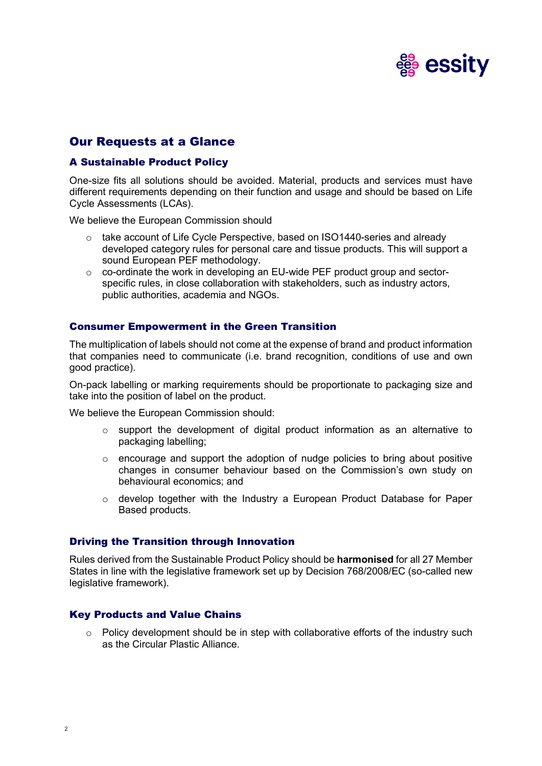## Our Requests at a Glance

### A Sustainable Product Policy

One-size fits all solutions should be avoided. Material, products and services must have different requirements depending on their function and usage and should be based on Life Cycle Assessments (LCAs).

We believe the European Commission should

- take account of Life Cycle Perspective, based on ISO1440-series and already developed category rules for personal care and tissue products. This will support a sound European PEF methodology.
- co-ordinate the work in developing an EU-wide PEF product group and sector-specific rules, in close collaboration with stakeholders, such as industry actors, public authorities, academia and NGOs.

### Consumer Empowerment in the Green Transition

The multiplication of labels should not come at the expense of brand and product information that companies need to communicate (i.e. brand recognition, conditions of use and own good practice).

On-pack labelling or marking requirements should be proportionate to packaging size and take into the position of label on the product.

We believe the European Commission should:

- support the development of digital product information as an alternative to packaging labelling;
- encourage and support the adoption of nudge policies to bring about positive changes in consumer behaviour based on the Commission's own study on behavioural economics; and
- develop together with the Industry a European Product Database for Paper Based products.

### Driving the Transition through Innovation

Rules derived from the Sustainable Product Policy should be **harmonised** for all 27 Member States in line with the legislative framework set up by Decision 768/2008/EC (so-called new legislative framework).

### Key Products and Value Chains

- Policy development should be in step with collaborative efforts of the industry such as the Circular Plastic Alliance.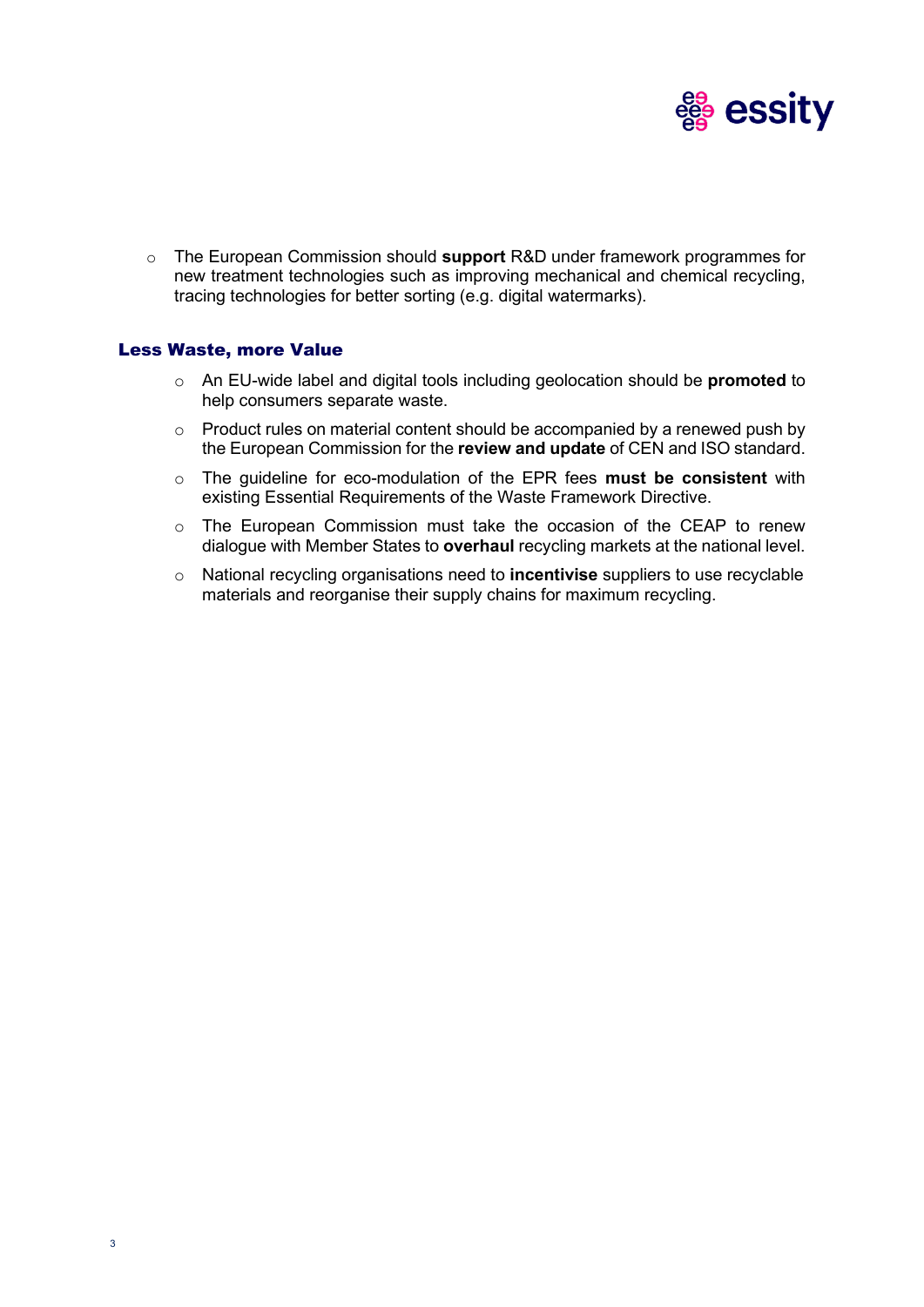- The European Commission should **support** R&D under framework programmes for new treatment technologies such as improving mechanical and chemical recycling, tracing technologies for better sorting (e.g. digital watermarks).

## Less Waste, more Value

- An EU-wide label and digital tools including geolocation should be **promoted** to help consumers separate waste.
- Product rules on material content should be accompanied by a renewed push by the European Commission for the **review and update** of CEN and ISO standard.
- The guideline for eco-modulation of the EPR fees **must be consistent** with existing Essential Requirements of the Waste Framework Directive.
- The European Commission must take the occasion of the CEAP to renew dialogue with Member States to **overhaul** recycling markets at the national level.
- National recycling organisations need to **incentivise** suppliers to use recyclable materials and reorganise their supply chains for maximum recycling.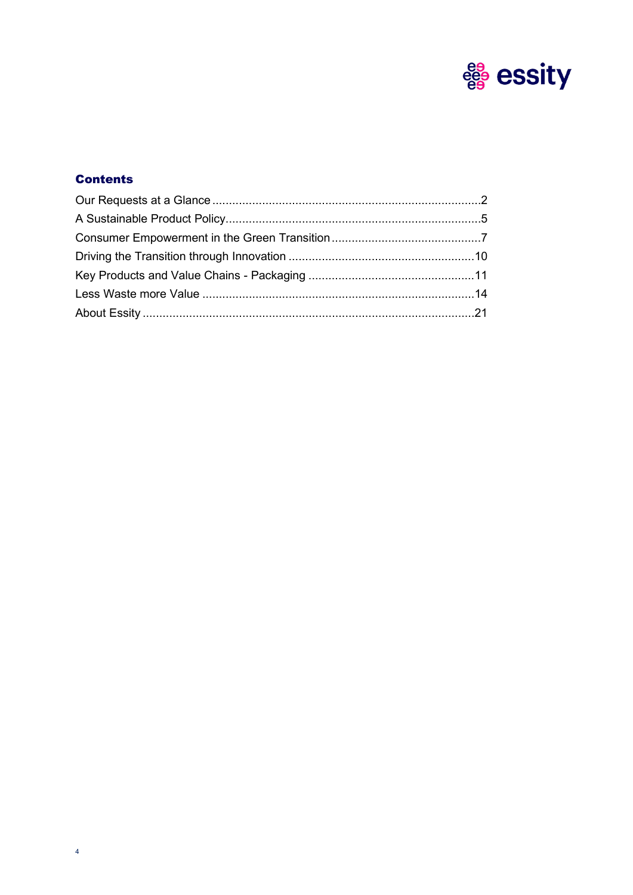## Contents

Our Requests at a Glance ....................................................................................2
A Sustainable Product Policy................................................................................5
Consumer Empowerment in the Green Transition ..............................................7
Driving the Transition through Innovation ..........................................................10
Key Products and Value Chains - Packaging .....................................................11
Less Waste more Value .....................................................................................14
About Essity .......................................................................................................21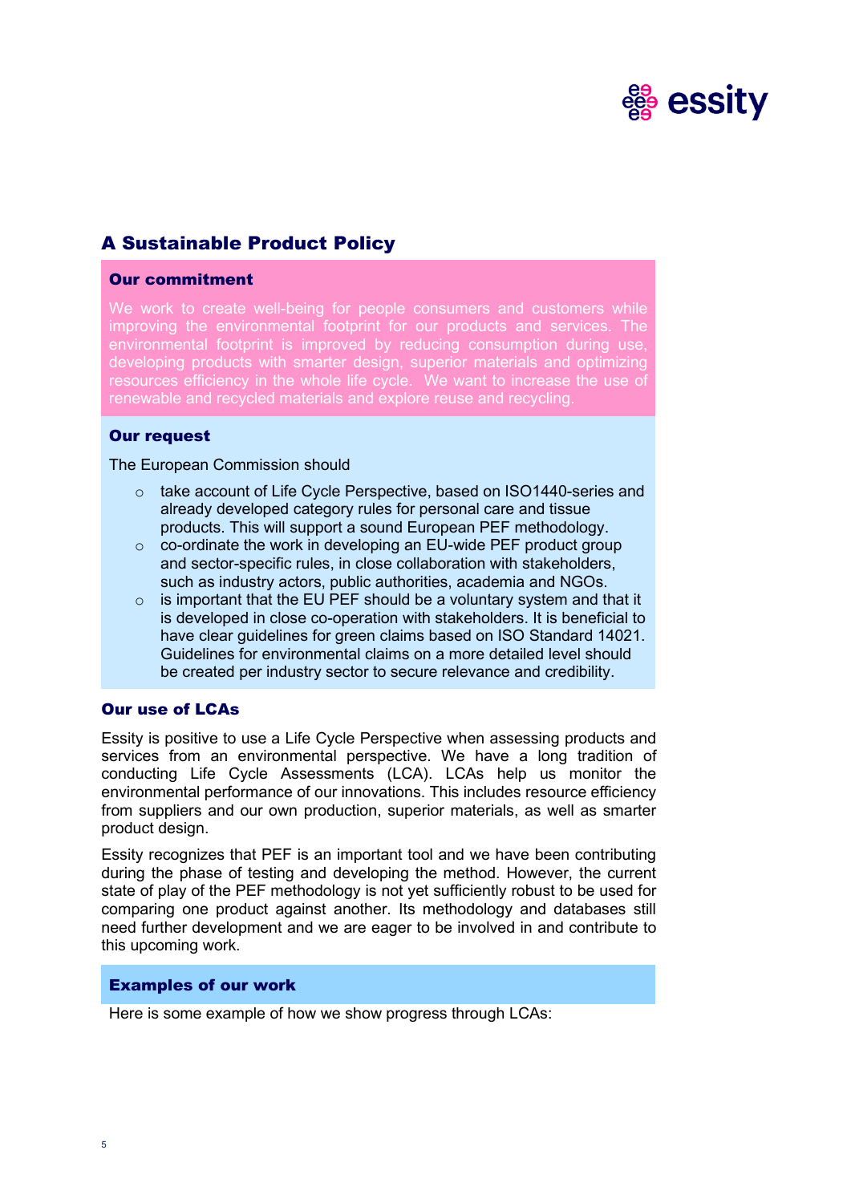## A Sustainable Product Policy

### Our commitment

We work to create well-being for people consumers and customers while improving the environmental footprint for our products and services. The environmental footprint is improved by reducing consumption during use, developing products with smarter design, superior materials and optimizing resources efficiency in the whole life cycle. We want to increase the use of renewable and recycled materials and explore reuse and recycling.

### Our request

The European Commission should

- take account of Life Cycle Perspective, based on ISO1440-series and already developed category rules for personal care and tissue products. This will support a sound European PEF methodology.
- co-ordinate the work in developing an EU-wide PEF product group and sector-specific rules, in close collaboration with stakeholders, such as industry actors, public authorities, academia and NGOs.
- is important that the EU PEF should be a voluntary system and that it is developed in close co-operation with stakeholders. It is beneficial to have clear guidelines for green claims based on ISO Standard 14021. Guidelines for environmental claims on a more detailed level should be created per industry sector to secure relevance and credibility.

### Our use of LCAs

Essity is positive to use a Life Cycle Perspective when assessing products and services from an environmental perspective. We have a long tradition of conducting Life Cycle Assessments (LCA). LCAs help us monitor the environmental performance of our innovations. This includes resource efficiency from suppliers and our own production, superior materials, as well as smarter product design.

Essity recognizes that PEF is an important tool and we have been contributing during the phase of testing and developing the method. However, the current state of play of the PEF methodology is not yet sufficiently robust to be used for comparing one product against another. Its methodology and databases still need further development and we are eager to be involved in and contribute to this upcoming work.

### Examples of our work

Here is some example of how we show progress through LCAs: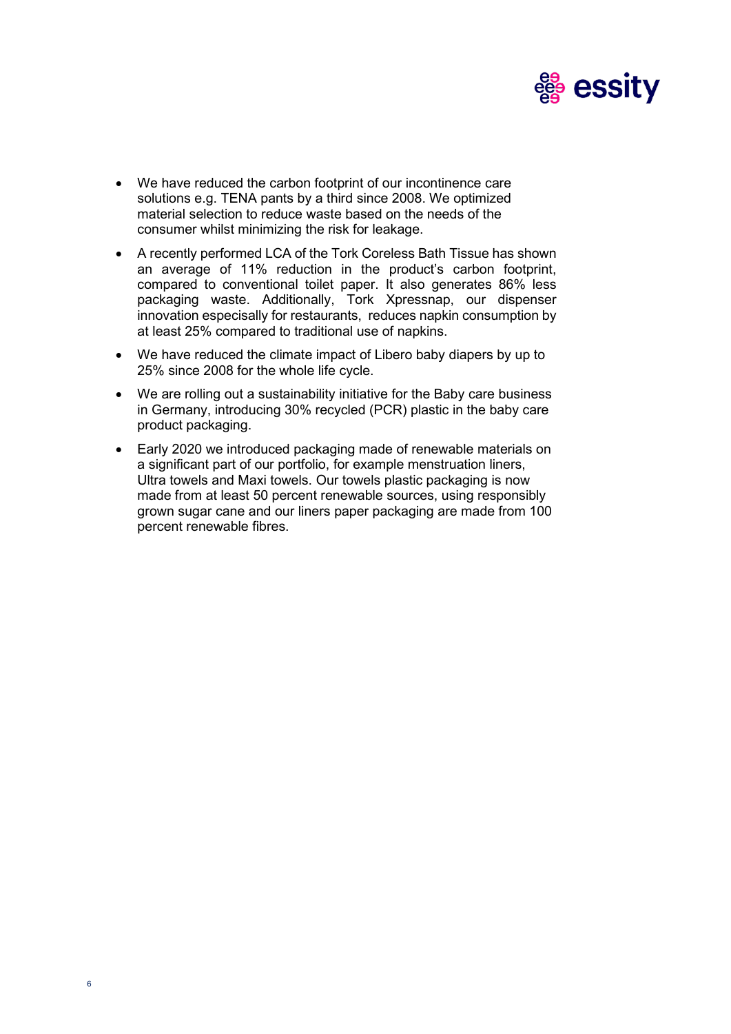- We have reduced the carbon footprint of our incontinence care solutions e.g. TENA pants by a third since 2008. We optimized material selection to reduce waste based on the needs of the consumer whilst minimizing the risk for leakage.
- A recently performed LCA of the Tork Coreless Bath Tissue has shown an average of 11% reduction in the product's carbon footprint, compared to conventional toilet paper. It also generates 86% less packaging waste. Additionally, Tork Xpressnap, our dispenser innovation especially for restaurants, reduces napkin consumption by at least 25% compared to traditional use of napkins.
- We have reduced the climate impact of Libero baby diapers by up to 25% since 2008 for the whole life cycle.
- We are rolling out a sustainability initiative for the Baby care business in Germany, introducing 30% recycled (PCR) plastic in the baby care product packaging.
- Early 2020 we introduced packaging made of renewable materials on a significant part of our portfolio, for example menstruation liners, Ultra towels and Maxi towels. Our towels plastic packaging is now made from at least 50 percent renewable sources, using responsibly grown sugar cane and our liners paper packaging are made from 100 percent renewable fibres.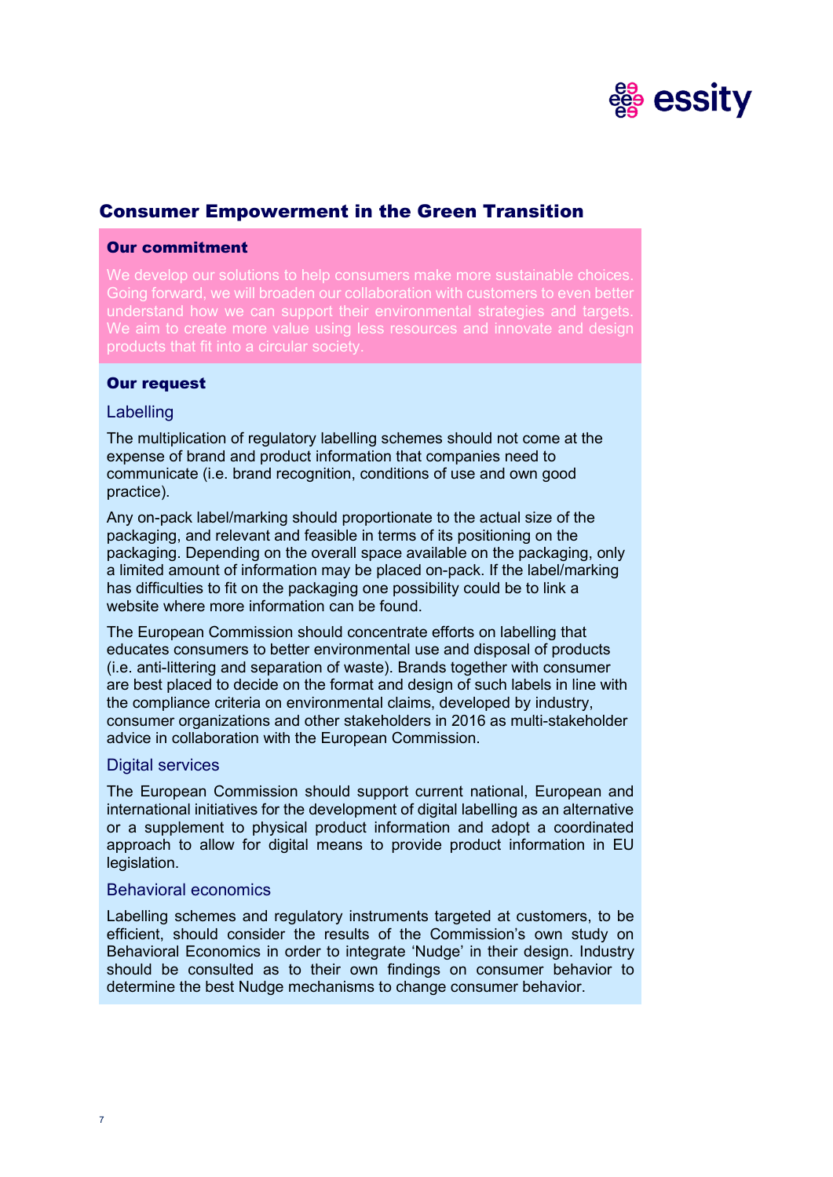## Consumer Empowerment in the Green Transition

### Our commitment

We develop our solutions to help consumers make more sustainable choices. Going forward, we will broaden our collaboration with customers to even better understand how we can support their environmental strategies and targets. We aim to create more value using less resources and innovate and design products that fit into a circular society.

### Our request

#### Labelling

The multiplication of regulatory labelling schemes should not come at the expense of brand and product information that companies need to communicate (i.e. brand recognition, conditions of use and own good practice).

Any on-pack label/marking should proportionate to the actual size of the packaging, and relevant and feasible in terms of its positioning on the packaging. Depending on the overall space available on the packaging, only a limited amount of information may be placed on-pack. If the label/marking has difficulties to fit on the packaging one possibility could be to link a website where more information can be found.

The European Commission should concentrate efforts on labelling that educates consumers to better environmental use and disposal of products (i.e. anti-littering and separation of waste). Brands together with consumer are best placed to decide on the format and design of such labels in line with the compliance criteria on environmental claims, developed by industry, consumer organizations and other stakeholders in 2016 as multi-stakeholder advice in collaboration with the European Commission.

#### Digital services

The European Commission should support current national, European and international initiatives for the development of digital labelling as an alternative or a supplement to physical product information and adopt a coordinated approach to allow for digital means to provide product information in EU legislation.

#### Behavioral economics

Labelling schemes and regulatory instruments targeted at customers, to be efficient, should consider the results of the Commission's own study on Behavioral Economics in order to integrate 'Nudge' in their design. Industry should be consulted as to their own findings on consumer behavior to determine the best Nudge mechanisms to change consumer behavior.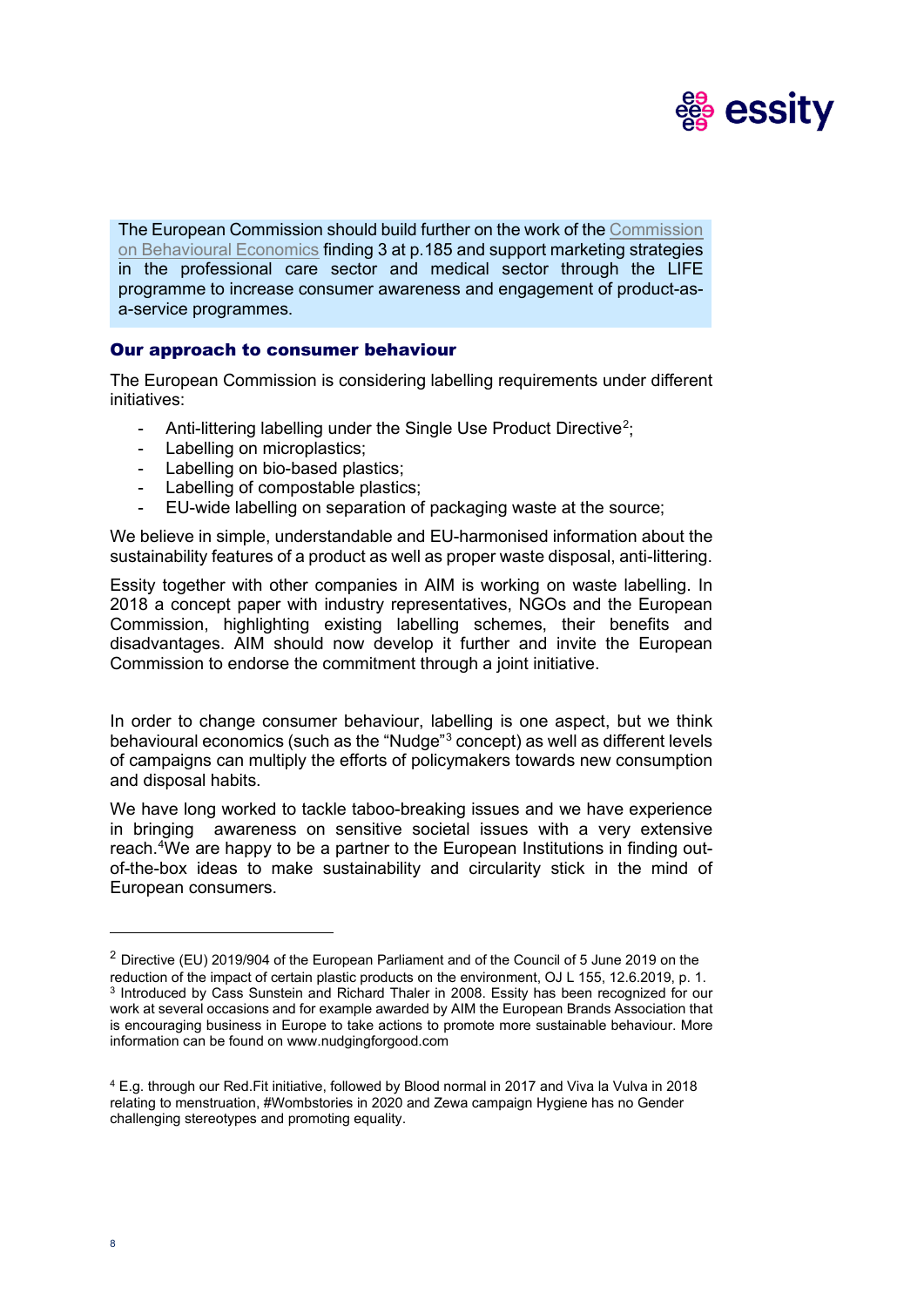The European Commission should build further on the work of the [Commission on Behavioural Economics] finding 3 at p.185 and support marketing strategies in the professional care sector and medical sector through the LIFE programme to increase consumer awareness and engagement of product-as-a-service programmes.

## Our approach to consumer behaviour

The European Commission is considering labelling requirements under different initiatives:

- Anti-littering labelling under the Single Use Product Directive[2];
- Labelling on microplastics;
- Labelling on bio-based plastics;
- Labelling of compostable plastics;
- EU-wide labelling on separation of packaging waste at the source;

We believe in simple, understandable and EU-harmonised information about the sustainability features of a product as well as proper waste disposal, anti-littering.

Essity together with other companies in AIM is working on waste labelling. In 2018 a concept paper with industry representatives, NGOs and the European Commission, highlighting existing labelling schemes, their benefits and disadvantages. AIM should now develop it further and invite the European Commission to endorse the commitment through a joint initiative.

In order to change consumer behaviour, labelling is one aspect, but we think behavioural economics (such as the "Nudge"[3] concept) as well as different levels of campaigns can multiply the efforts of policymakers towards new consumption and disposal habits.

We have long worked to tackle taboo-breaking issues and we have experience in bringing awareness on sensitive societal issues with a very extensive reach.[4] We are happy to be a partner to the European Institutions in finding out-of-the-box ideas to make sustainability and circularity stick in the mind of European consumers.

---

[2] Directive (EU) 2019/904 of the European Parliament and of the Council of 5 June 2019 on the reduction of the impact of certain plastic products on the environment, OJ L 155, 12.6.2019, p. 1.

[3] Introduced by Cass Sunstein and Richard Thaler in 2008. Essity has been recognized for our work at several occasions and for example awarded by AIM the European Brands Association that is encouraging business in Europe to take actions to promote more sustainable behaviour. More information can be found on www.nudgingforgood.com

[4] E.g. through our Red.Fit initiative, followed by Blood normal in 2017 and Viva la Vulva in 2018 relating to menstruation, #Wombstories in 2020 and Zewa campaign Hygiene has no Gender challenging stereotypes and promoting equality.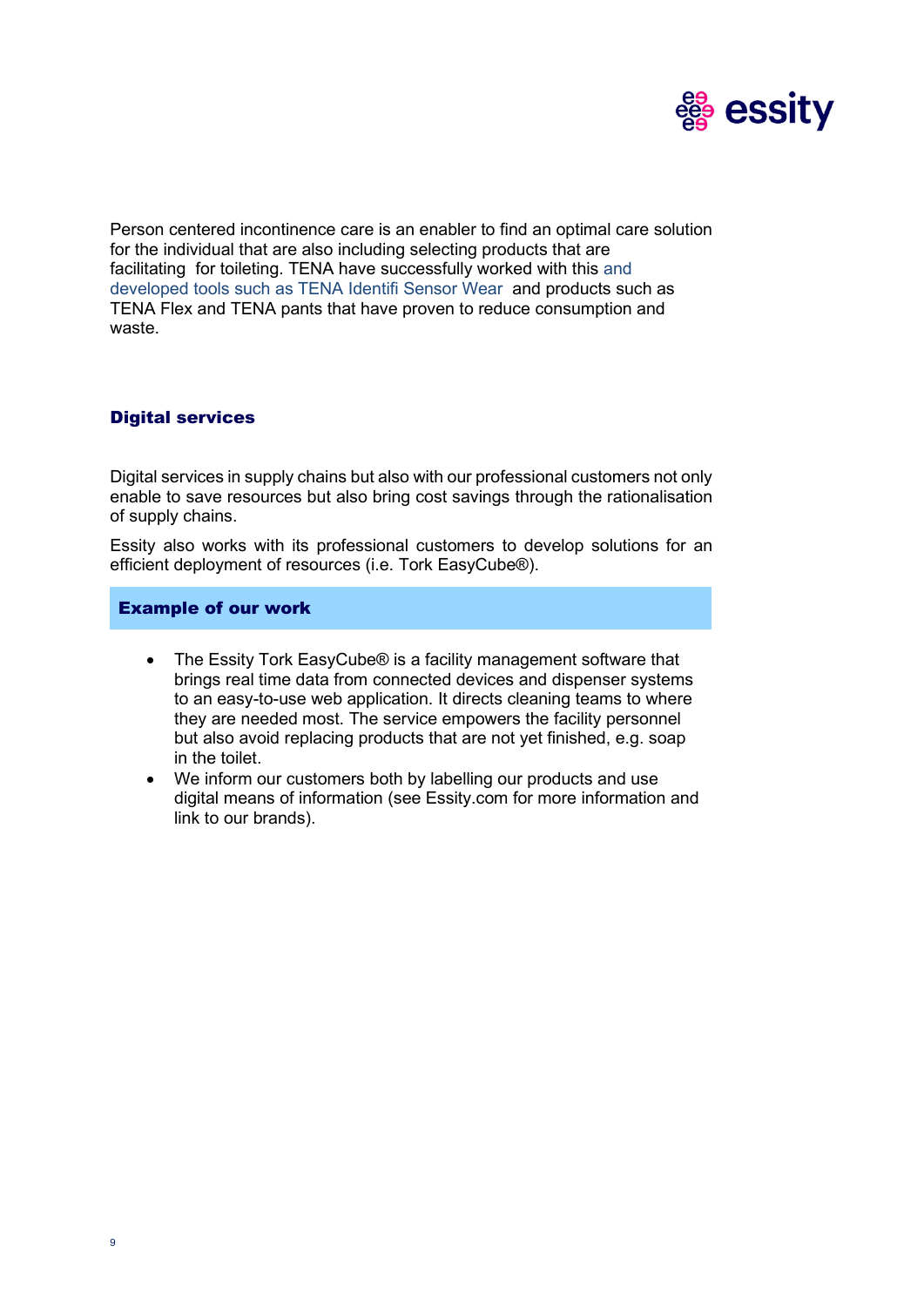Person centered incontinence care is an enabler to find an optimal care solution for the individual that are also including selecting products that are facilitating  for toileting. TENA have successfully worked with this and developed tools such as TENA Identifi Sensor Wear  and products such as TENA Flex and TENA pants that have proven to reduce consumption and waste.

## Digital services

Digital services in supply chains but also with our professional customers not only enable to save resources but also bring cost savings through the rationalisation of supply chains.

Essity also works with its professional customers to develop solutions for an efficient deployment of resources (i.e. Tork EasyCube®).

### Example of our work

- The Essity Tork EasyCube® is a facility management software that brings real time data from connected devices and dispenser systems to an easy-to-use web application. It directs cleaning teams to where they are needed most. The service empowers the facility personnel but also avoid replacing products that are not yet finished, e.g. soap in the toilet.
- We inform our customers both by labelling our products and use digital means of information (see Essity.com for more information and link to our brands).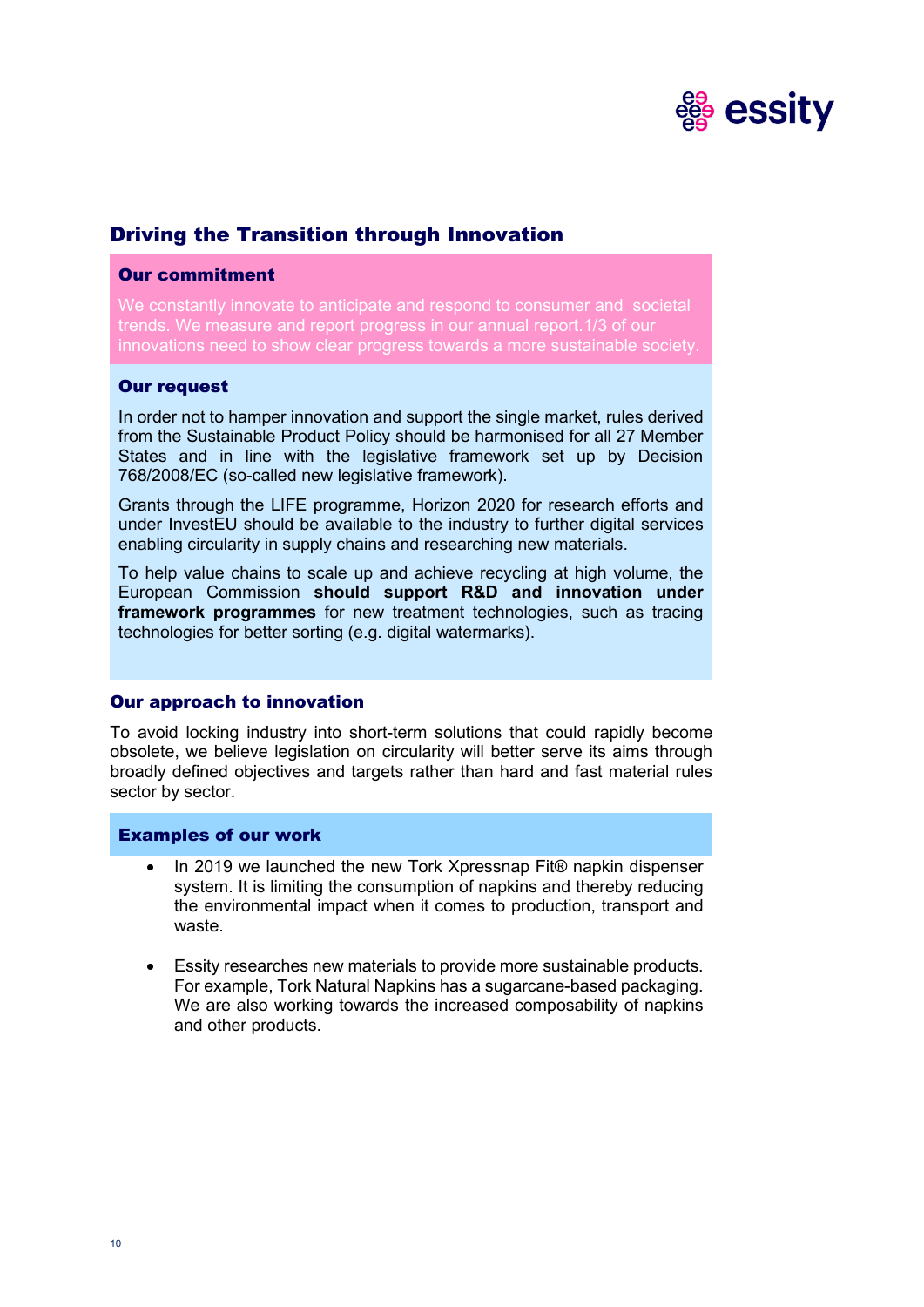## Driving the Transition through Innovation

### Our commitment

We constantly innovate to anticipate and respond to consumer and societal trends. We measure and report progress in our annual report.1/3 of our innovations need to show clear progress towards a more sustainable society.

### Our request

In order not to hamper innovation and support the single market, rules derived from the Sustainable Product Policy should be harmonised for all 27 Member States and in line with the legislative framework set up by Decision 768/2008/EC (so-called new legislative framework).

Grants through the LIFE programme, Horizon 2020 for research efforts and under InvestEU should be available to the industry to further digital services enabling circularity in supply chains and researching new materials.

To help value chains to scale up and achieve recycling at high volume, the European Commission **should support R&D and innovation under framework programmes** for new treatment technologies, such as tracing technologies for better sorting (e.g. digital watermarks).

### Our approach to innovation

To avoid locking industry into short-term solutions that could rapidly become obsolete, we believe legislation on circularity will better serve its aims through broadly defined objectives and targets rather than hard and fast material rules sector by sector.

### Examples of our work

- In 2019 we launched the new Tork Xpressnap Fit® napkin dispenser system. It is limiting the consumption of napkins and thereby reducing the environmental impact when it comes to production, transport and waste.

- Essity researches new materials to provide more sustainable products. For example, Tork Natural Napkins has a sugarcane-based packaging. We are also working towards the increased composability of napkins and other products.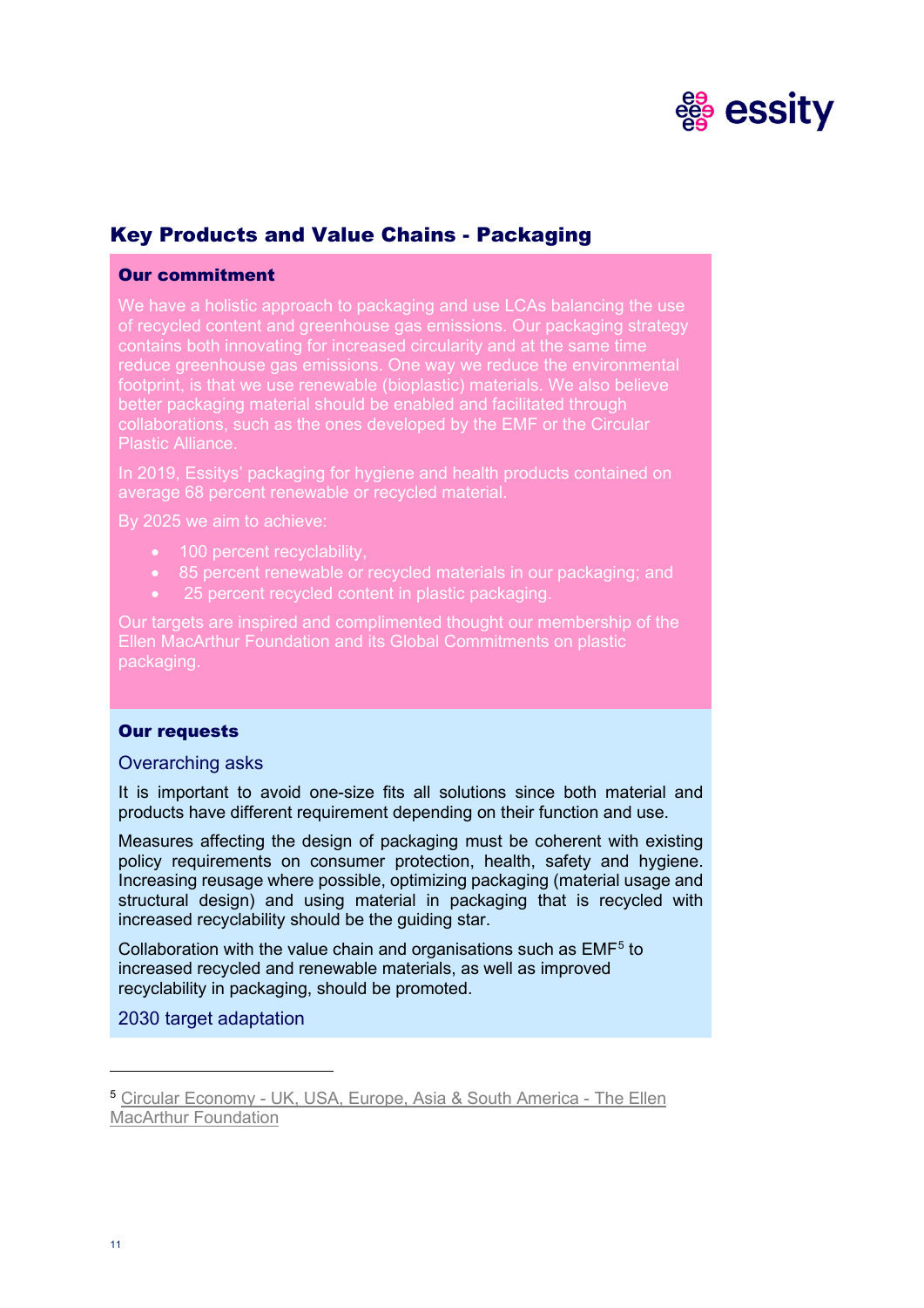## Key Products and Value Chains - Packaging

### Our commitment

We have a holistic approach to packaging and use LCAs balancing the use of recycled content and greenhouse gas emissions. Our packaging strategy contains both innovating for increased circularity and at the same time reduce greenhouse gas emissions. One way we reduce the environmental footprint, is that we use renewable (bioplastic) materials. We also believe better packaging material should be enabled and facilitated through collaborations, such as the ones developed by the EMF or the Circular Plastic Alliance.

In 2019, Essitys' packaging for hygiene and health products contained on average 68 percent renewable or recycled material.

By 2025 we aim to achieve:

- 100 percent recyclability,
- 85 percent renewable or recycled materials in our packaging; and
- 25 percent recycled content in plastic packaging.

Our targets are inspired and complimented thought our membership of the Ellen MacArthur Foundation and its Global Commitments on plastic packaging.

### Our requests

#### Overarching asks

It is important to avoid one-size fits all solutions since both material and products have different requirement depending on their function and use.

Measures affecting the design of packaging must be coherent with existing policy requirements on consumer protection, health, safety and hygiene. Increasing reusage where possible, optimizing packaging (material usage and structural design) and using material in packaging that is recycled with increased recyclability should be the guiding star.

Collaboration with the value chain and organisations such as EMF[5] to increased recycled and renewable materials, as well as improved recyclability in packaging, should be promoted.

#### 2030 target adaptation

[5] Circular Economy - UK, USA, Europe, Asia & South America - The Ellen MacArthur Foundation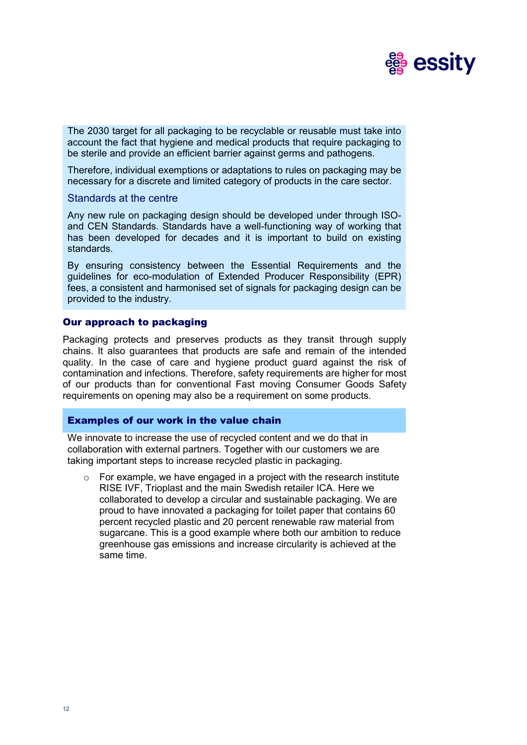The 2030 target for all packaging to be recyclable or reusable must take into account the fact that hygiene and medical products that require packaging to be sterile and provide an efficient barrier against germs and pathogens.

Therefore, individual exemptions or adaptations to rules on packaging may be necessary for a discrete and limited category of products in the care sector.

### Standards at the centre

Any new rule on packaging design should be developed under through ISO- and CEN Standards. Standards have a well-functioning way of working that has been developed for decades and it is important to build on existing standards.

By ensuring consistency between the Essential Requirements and the guidelines for eco-modulation of Extended Producer Responsibility (EPR) fees, a consistent and harmonised set of signals for packaging design can be provided to the industry.

## Our approach to packaging

Packaging protects and preserves products as they transit through supply chains. It also guarantees that products are safe and remain of the intended quality. In the case of care and hygiene product guard against the risk of contamination and infections. Therefore, safety requirements are higher for most of our products than for conventional Fast moving Consumer Goods Safety requirements on opening may also be a requirement on some products.

## Examples of our work in the value chain

We innovate to increase the use of recycled content and we do that in collaboration with external partners. Together with our customers we are taking important steps to increase recycled plastic in packaging.

- For example, we have engaged in a project with the research institute RISE IVF, Trioplast and the main Swedish retailer ICA. Here we collaborated to develop a circular and sustainable packaging. We are proud to have innovated a packaging for toilet paper that contains 60 percent recycled plastic and 20 percent renewable raw material from sugarcane. This is a good example where both our ambition to reduce greenhouse gas emissions and increase circularity is achieved at the same time.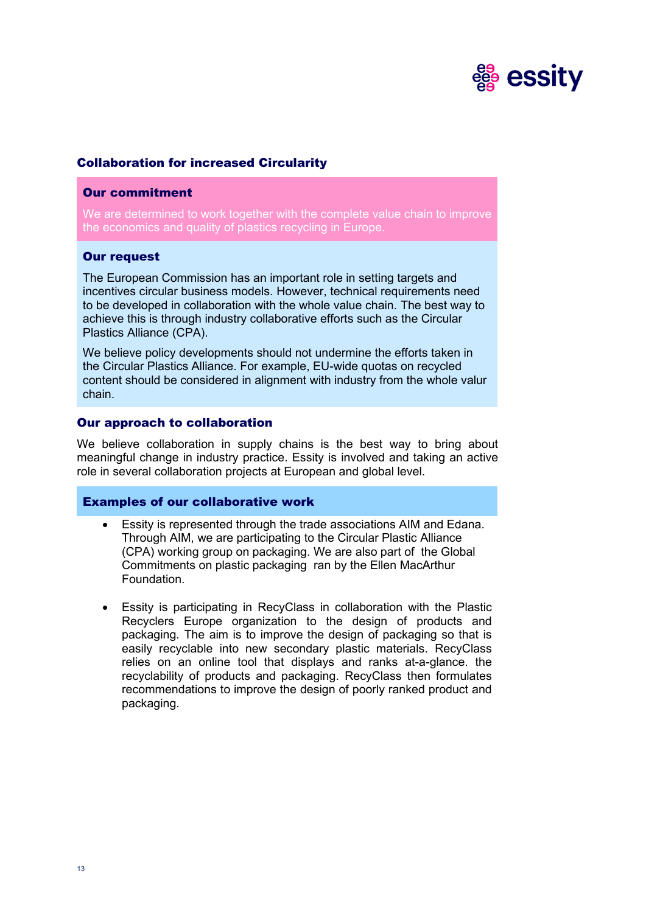## Collaboration for increased Circularity

### Our commitment

We are determined to work together with the complete value chain to improve the economics and quality of plastics recycling in Europe.

### Our request

The European Commission has an important role in setting targets and incentives circular business models. However, technical requirements need to be developed in collaboration with the whole value chain. The best way to achieve this is through industry collaborative efforts such as the Circular Plastics Alliance (CPA).

We believe policy developments should not undermine the efforts taken in the Circular Plastics Alliance. For example, EU-wide quotas on recycled content should be considered in alignment with industry from the whole valur chain.

### Our approach to collaboration

We believe collaboration in supply chains is the best way to bring about meaningful change in industry practice. Essity is involved and taking an active role in several collaboration projects at European and global level.

### Examples of our collaborative work

- Essity is represented through the trade associations AIM and Edana. Through AIM, we are participating to the Circular Plastic Alliance (CPA) working group on packaging. We are also part of the Global Commitments on plastic packaging ran by the Ellen MacArthur Foundation.

- Essity is participating in RecyClass in collaboration with the Plastic Recyclers Europe organization to the design of products and packaging. The aim is to improve the design of packaging so that is easily recyclable into new secondary plastic materials. RecyClass relies on an online tool that displays and ranks at-a-glance. the recyclability of products and packaging. RecyClass then formulates recommendations to improve the design of poorly ranked product and packaging.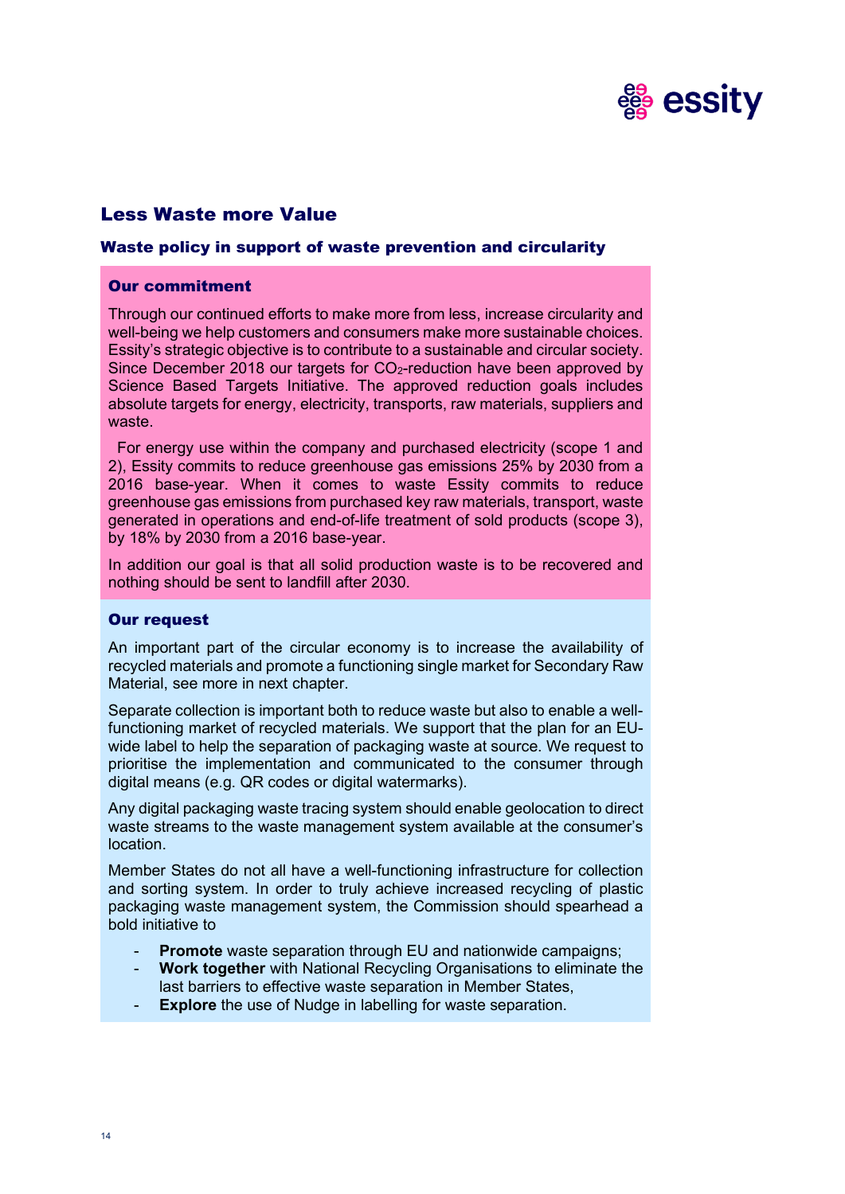## Less Waste more Value

### Waste policy in support of waste prevention and circularity

#### Our commitment

Through our continued efforts to make more from less, increase circularity and well-being we help customers and consumers make more sustainable choices. Essity's strategic objective is to contribute to a sustainable and circular society. Since December 2018 our targets for $CO_2$-reduction have been approved by Science Based Targets Initiative. The approved reduction goals includes absolute targets for energy, electricity, transports, raw materials, suppliers and waste.

For energy use within the company and purchased electricity (scope 1 and 2), Essity commits to reduce greenhouse gas emissions 25% by 2030 from a 2016 base-year. When it comes to waste Essity commits to reduce greenhouse gas emissions from purchased key raw materials, transport, waste generated in operations and end-of-life treatment of sold products (scope 3), by 18% by 2030 from a 2016 base-year.

In addition our goal is that all solid production waste is to be recovered and nothing should be sent to landfill after 2030.

#### Our request

An important part of the circular economy is to increase the availability of recycled materials and promote a functioning single market for Secondary Raw Material, see more in next chapter.

Separate collection is important both to reduce waste but also to enable a well-functioning market of recycled materials. We support that the plan for an EU-wide label to help the separation of packaging waste at source. We request to prioritise the implementation and communicated to the consumer through digital means (e.g. QR codes or digital watermarks).

Any digital packaging waste tracing system should enable geolocation to direct waste streams to the waste management system available at the consumer's location.

Member States do not all have a well-functioning infrastructure for collection and sorting system. In order to truly achieve increased recycling of plastic packaging waste management system, the Commission should spearhead a bold initiative to

- **Promote** waste separation through EU and nationwide campaigns;
- **Work together** with National Recycling Organisations to eliminate the last barriers to effective waste separation in Member States,
- **Explore** the use of Nudge in labelling for waste separation.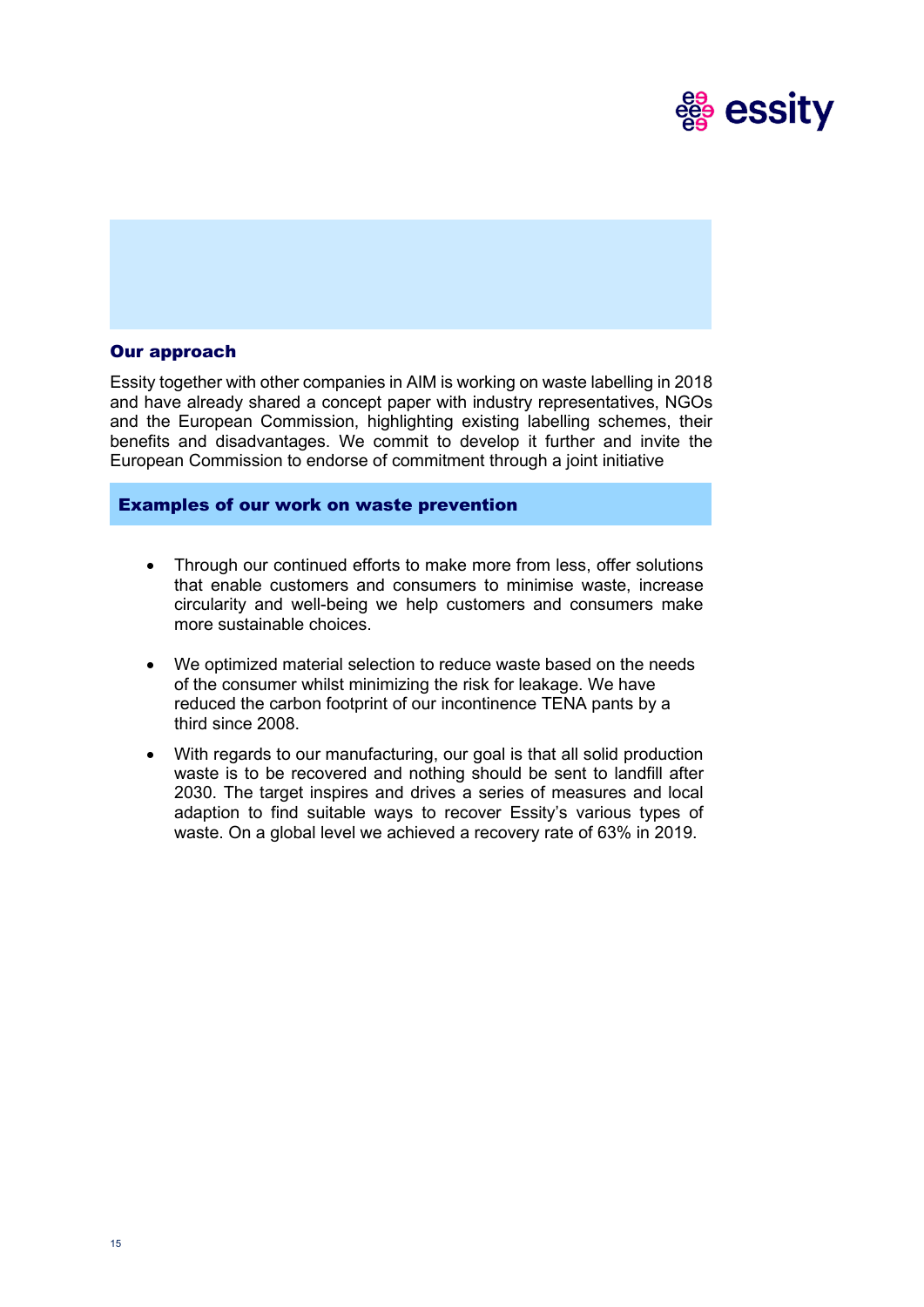## Our approach

Essity together with other companies in AIM is working on waste labelling in 2018 and have already shared a concept paper with industry representatives, NGOs and the European Commission, highlighting existing labelling schemes, their benefits and disadvantages. We commit to develop it further and invite the European Commission to endorse of commitment through a joint initiative

## Examples of our work on waste prevention

- Through our continued efforts to make more from less, offer solutions that enable customers and consumers to minimise waste, increase circularity and well-being we help customers and consumers make more sustainable choices.
- We optimized material selection to reduce waste based on the needs of the consumer whilst minimizing the risk for leakage. We have reduced the carbon footprint of our incontinence TENA pants by a third since 2008.
- With regards to our manufacturing, our goal is that all solid production waste is to be recovered and nothing should be sent to landfill after 2030. The target inspires and drives a series of measures and local adaption to find suitable ways to recover Essity's various types of waste. On a global level we achieved a recovery rate of 63% in 2019.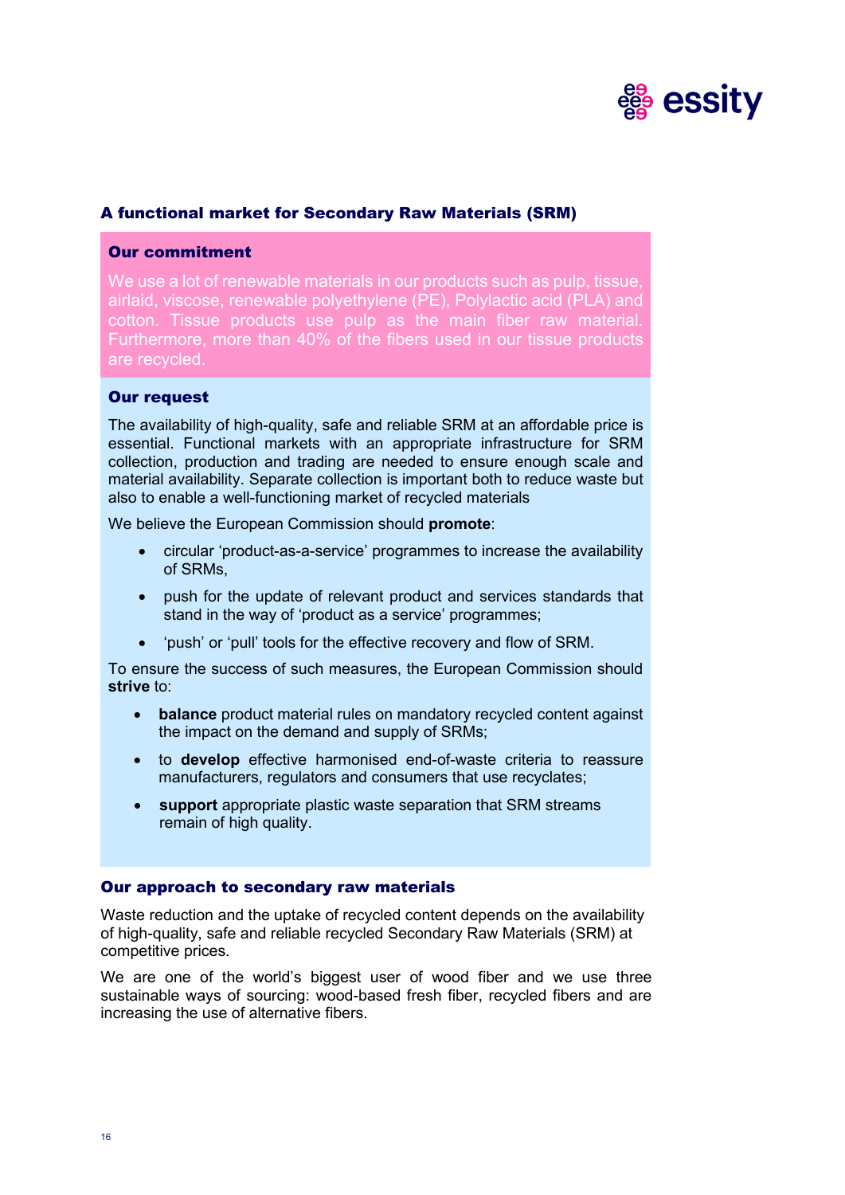## A functional market for Secondary Raw Materials (SRM)

### Our commitment

We use a lot of renewable materials in our products such as pulp, tissue, airlaid, viscose, renewable polyethylene (PE), Polylactic acid (PLA) and cotton. Tissue products use pulp as the main fiber raw material. Furthermore, more than 40% of the fibers used in our tissue products are recycled.

### Our request

The availability of high-quality, safe and reliable SRM at an affordable price is essential. Functional markets with an appropriate infrastructure for SRM collection, production and trading are needed to ensure enough scale and material availability. Separate collection is important both to reduce waste but also to enable a well-functioning market of recycled materials

We believe the European Commission should **promote**:

- circular 'product-as-a-service' programmes to increase the availability of SRMs,
- push for the update of relevant product and services standards that stand in the way of 'product as a service' programmes;
- 'push' or 'pull' tools for the effective recovery and flow of SRM.

To ensure the success of such measures, the European Commission should **strive** to:

- **balance** product material rules on mandatory recycled content against the impact on the demand and supply of SRMs;
- to **develop** effective harmonised end-of-waste criteria to reassure manufacturers, regulators and consumers that use recyclates;
- **support** appropriate plastic waste separation that SRM streams remain of high quality.

## Our approach to secondary raw materials

Waste reduction and the uptake of recycled content depends on the availability of high-quality, safe and reliable recycled Secondary Raw Materials (SRM) at competitive prices.

We are one of the world's biggest user of wood fiber and we use three sustainable ways of sourcing: wood-based fresh fiber, recycled fibers and are increasing the use of alternative fibers.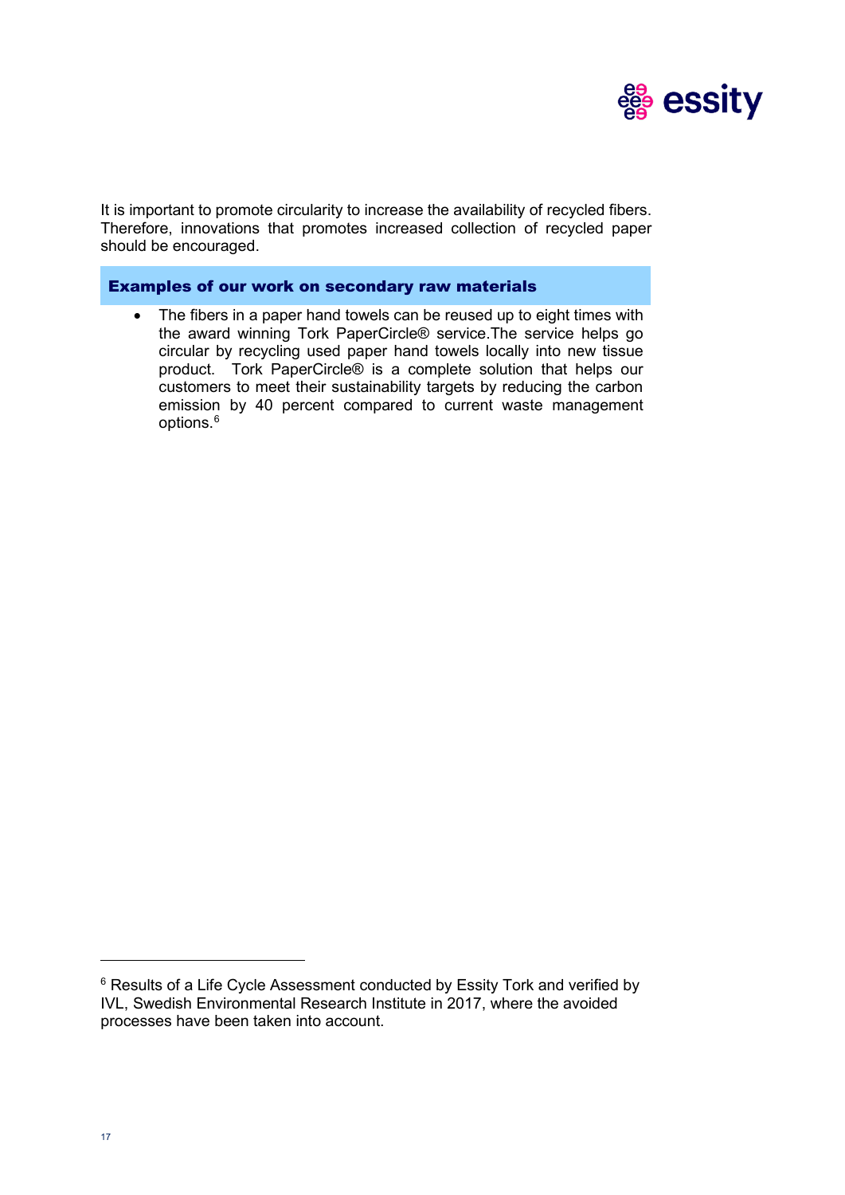It is important to promote circularity to increase the availability of recycled fibers. Therefore, innovations that promotes increased collection of recycled paper should be encouraged.

## Examples of our work on secondary raw materials

- The fibers in a paper hand towels can be reused up to eight times with the award winning Tork PaperCircle® service.The service helps go circular by recycling used paper hand towels locally into new tissue product. Tork PaperCircle® is a complete solution that helps our customers to meet their sustainability targets by reducing the carbon emission by 40 percent compared to current waste management options.[6]

---

[6] Results of a Life Cycle Assessment conducted by Essity Tork and verified by IVL, Swedish Environmental Research Institute in 2017, where the avoided processes have been taken into account.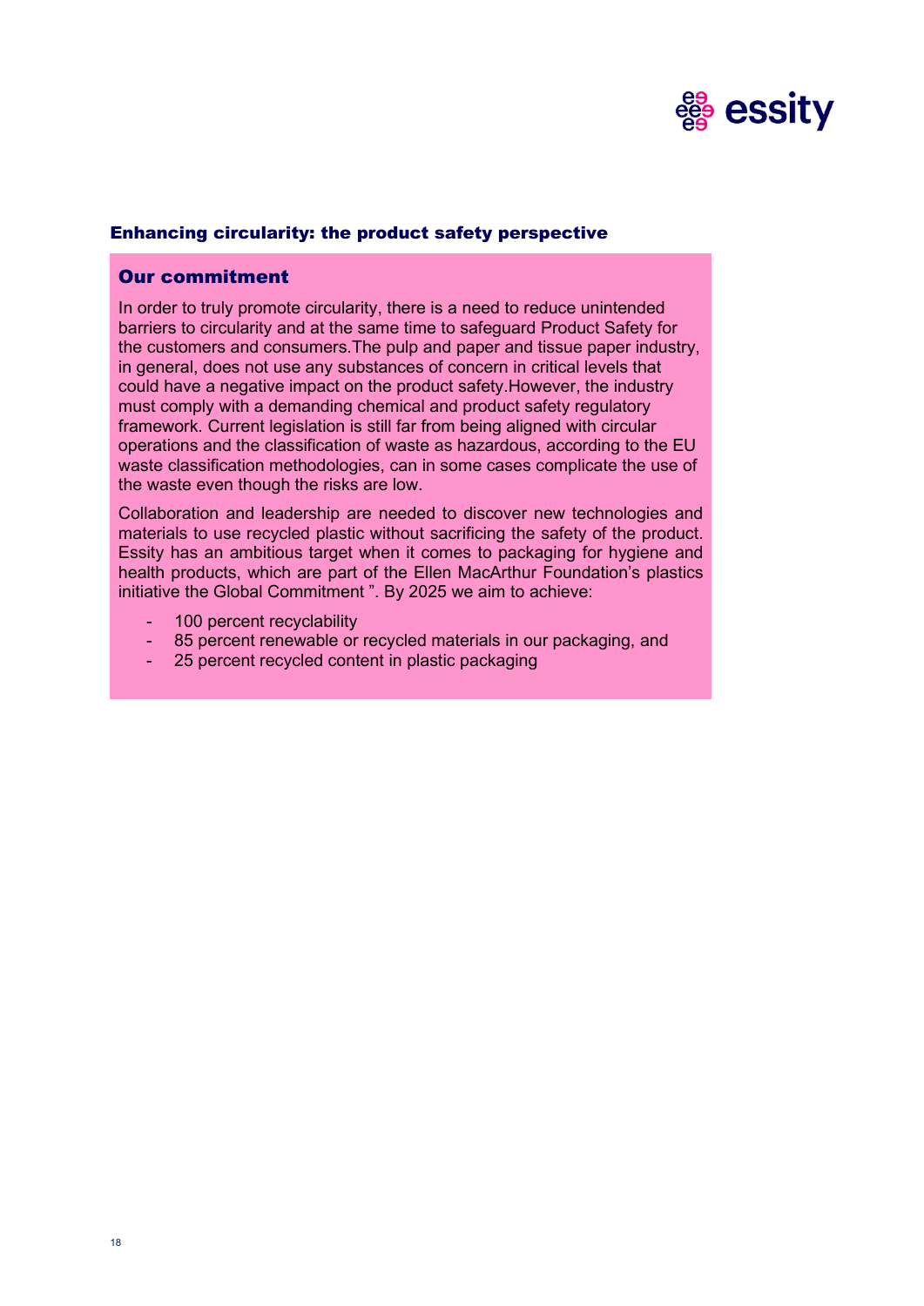## Enhancing circularity: the product safety perspective

### Our commitment

In order to truly promote circularity, there is a need to reduce unintended barriers to circularity and at the same time to safeguard Product Safety for the customers and consumers.The pulp and paper and tissue paper industry, in general, does not use any substances of concern in critical levels that could have a negative impact on the product safety.However, the industry must comply with a demanding chemical and product safety regulatory framework. Current legislation is still far from being aligned with circular operations and the classification of waste as hazardous, according to the EU waste classification methodologies, can in some cases complicate the use of the waste even though the risks are low.

Collaboration and leadership are needed to discover new technologies and materials to use recycled plastic without sacrificing the safety of the product. Essity has an ambitious target when it comes to packaging for hygiene and health products, which are part of the Ellen MacArthur Foundation's plastics initiative the Global Commitment ". By 2025 we aim to achieve:

- 100 percent recyclability
- 85 percent renewable or recycled materials in our packaging, and
- 25 percent recycled content in plastic packaging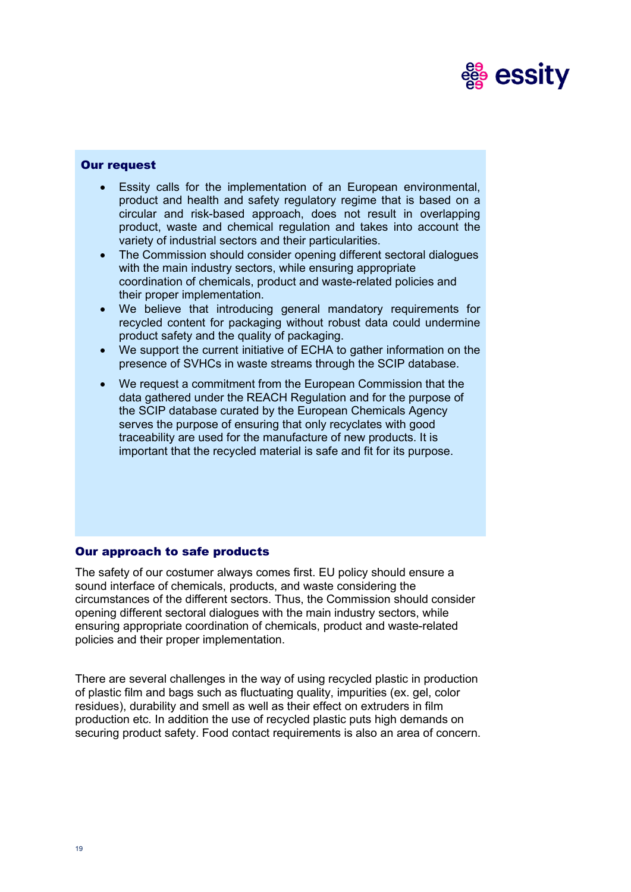## Our request

- Essity calls for the implementation of an European environmental, product and health and safety regulatory regime that is based on a circular and risk-based approach, does not result in overlapping product, waste and chemical regulation and takes into account the variety of industrial sectors and their particularities.
- The Commission should consider opening different sectoral dialogues with the main industry sectors, while ensuring appropriate coordination of chemicals, product and waste-related policies and their proper implementation.
- We believe that introducing general mandatory requirements for recycled content for packaging without robust data could undermine product safety and the quality of packaging.
- We support the current initiative of ECHA to gather information on the presence of SVHCs in waste streams through the SCIP database.
- We request a commitment from the European Commission that the data gathered under the REACH Regulation and for the purpose of the SCIP database curated by the European Chemicals Agency serves the purpose of ensuring that only recyclates with good traceability are used for the manufacture of new products. It is important that the recycled material is safe and fit for its purpose.

## Our approach to safe products

The safety of our costumer always comes first. EU policy should ensure a sound interface of chemicals, products, and waste considering the circumstances of the different sectors. Thus, the Commission should consider opening different sectoral dialogues with the main industry sectors, while ensuring appropriate coordination of chemicals, product and waste-related policies and their proper implementation.

There are several challenges in the way of using recycled plastic in production of plastic film and bags such as fluctuating quality, impurities (ex. gel, color residues), durability and smell as well as their effect on extruders in film production etc. In addition the use of recycled plastic puts high demands on securing product safety. Food contact requirements is also an area of concern.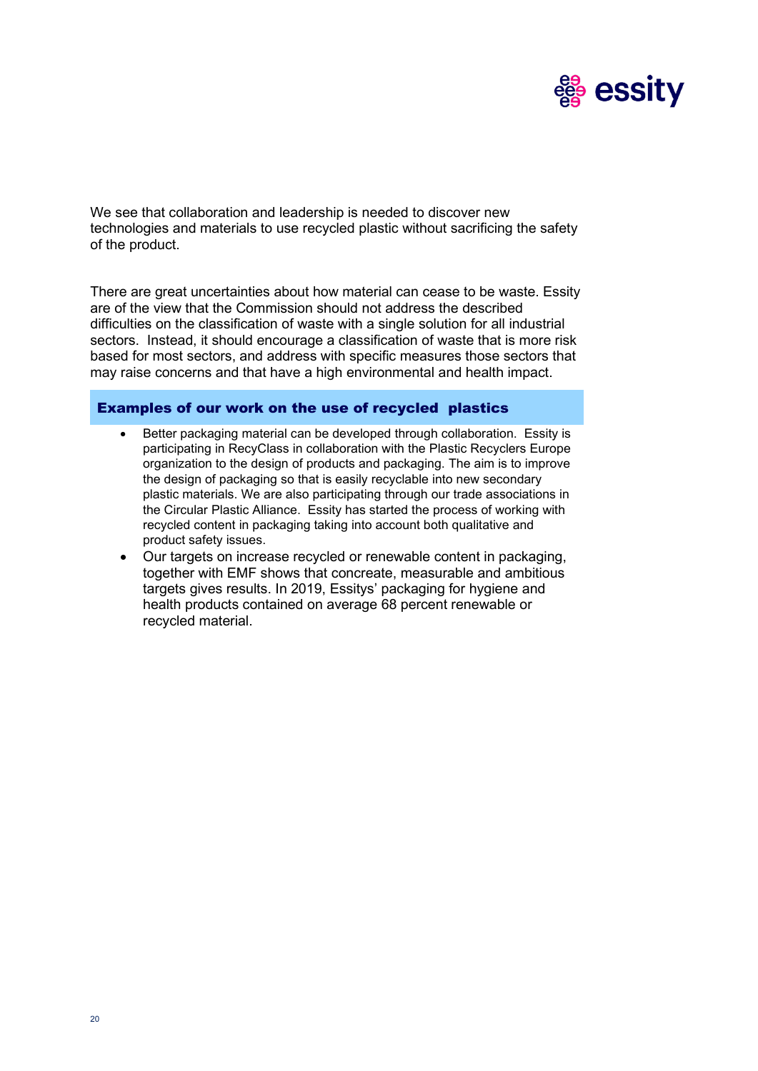We see that collaboration and leadership is needed to discover new technologies and materials to use recycled plastic without sacrificing the safety of the product.

There are great uncertainties about how material can cease to be waste. Essity are of the view that the Commission should not address the described difficulties on the classification of waste with a single solution for all industrial sectors. Instead, it should encourage a classification of waste that is more risk based for most sectors, and address with specific measures those sectors that may raise concerns and that have a high environmental and health impact.

### Examples of our work on the use of recycled plastics

- Better packaging material can be developed through collaboration. Essity is participating in RecyClass in collaboration with the Plastic Recyclers Europe organization to the design of products and packaging. The aim is to improve the design of packaging so that is easily recyclable into new secondary plastic materials. We are also participating through our trade associations in the Circular Plastic Alliance. Essity has started the process of working with recycled content in packaging taking into account both qualitative and product safety issues.
- Our targets on increase recycled or renewable content in packaging, together with EMF shows that concreate, measurable and ambitious targets gives results. In 2019, Essitys' packaging for hygiene and health products contained on average 68 percent renewable or recycled material.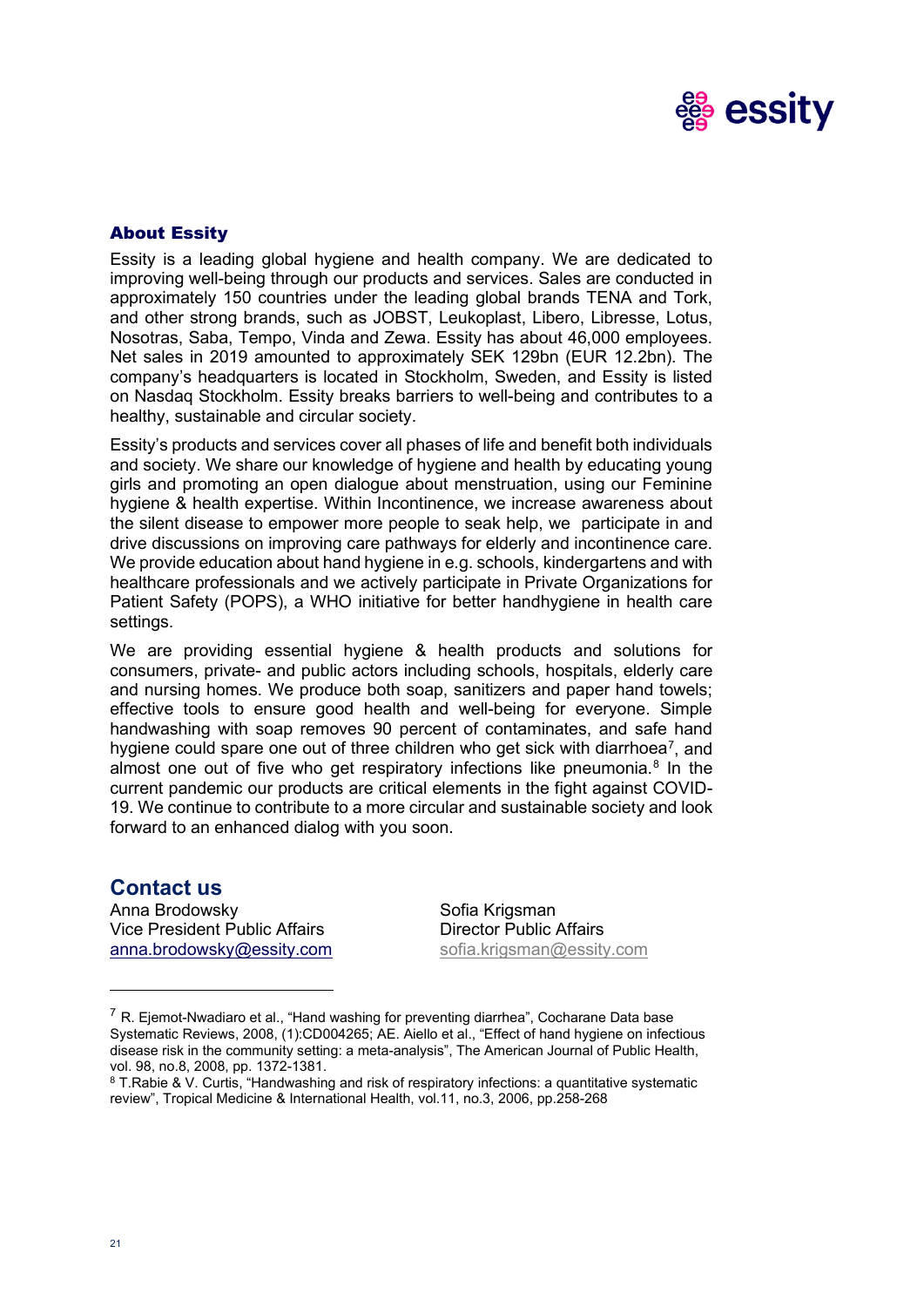## About Essity

Essity is a leading global hygiene and health company. We are dedicated to improving well-being through our products and services. Sales are conducted in approximately 150 countries under the leading global brands TENA and Tork, and other strong brands, such as JOBST, Leukoplast, Libero, Libresse, Lotus, Nosotras, Saba, Tempo, Vinda and Zewa. Essity has about 46,000 employees. Net sales in 2019 amounted to approximately SEK 129bn (EUR 12.2bn). The company's headquarters is located in Stockholm, Sweden, and Essity is listed on Nasdaq Stockholm. Essity breaks barriers to well-being and contributes to a healthy, sustainable and circular society.

Essity's products and services cover all phases of life and benefit both individuals and society. We share our knowledge of hygiene and health by educating young girls and promoting an open dialogue about menstruation, using our Feminine hygiene & health expertise. Within Incontinence, we increase awareness about the silent disease to empower more people to seak help, we participate in and drive discussions on improving care pathways for elderly and incontinence care. We provide education about hand hygiene in e.g. schools, kindergartens and with healthcare professionals and we actively participate in Private Organizations for Patient Safety (POPS), a WHO initiative for better handhygiene in health care settings.

We are providing essential hygiene & health products and solutions for consumers, private- and public actors including schools, hospitals, elderly care and nursing homes. We produce both soap, sanitizers and paper hand towels; effective tools to ensure good health and well-being for everyone. Simple handwashing with soap removes 90 percent of contaminates, and safe hand hygiene could spare one out of three children who get sick with diarrhoea[7], and almost one out of five who get respiratory infections like pneumonia.[8] In the current pandemic our products are critical elements in the fight against COVID-19. We continue to contribute to a more circular and sustainable society and look forward to an enhanced dialog with you soon.

## Contact us

Anna Brodowsky
Vice President Public Affairs
anna.brodowsky@essity.com

Sofia Krigsman
Director Public Affairs
sofia.krigsman@essity.com

---

[7] R. Ejemot-Nwadiaro et al., "Hand washing for preventing diarrhea", Cocharane Data base Systematic Reviews, 2008, (1):CD004265; AE. Aiello et al., "Effect of hand hygiene on infectious disease risk in the community setting: a meta-analysis", The American Journal of Public Health, vol. 98, no.8, 2008, pp. 1372-1381.

[8] T.Rabie & V. Curtis, "Handwashing and risk of respiratory infections: a quantitative systematic review", Tropical Medicine & International Health, vol.11, no.3, 2006, pp.258-268